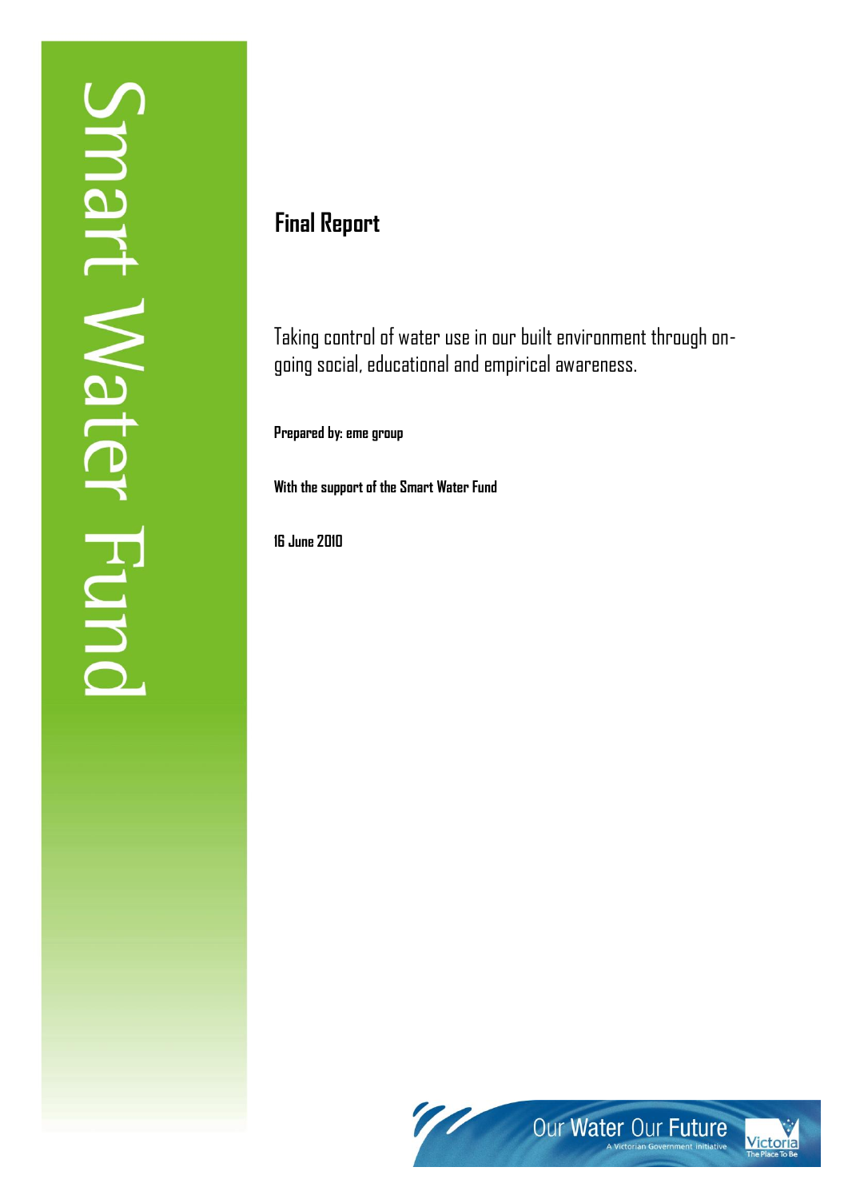Smart Water Fund

# Final Report

Taking control of water use in our built environment through on-going social, educational and empirical awareness.

**Prepared by: eme group**

**With the support of the Smart Water Fund**

**16 June 2010**

Our Water Our Future

A Victorian Government initiative

Victoria The Place To Be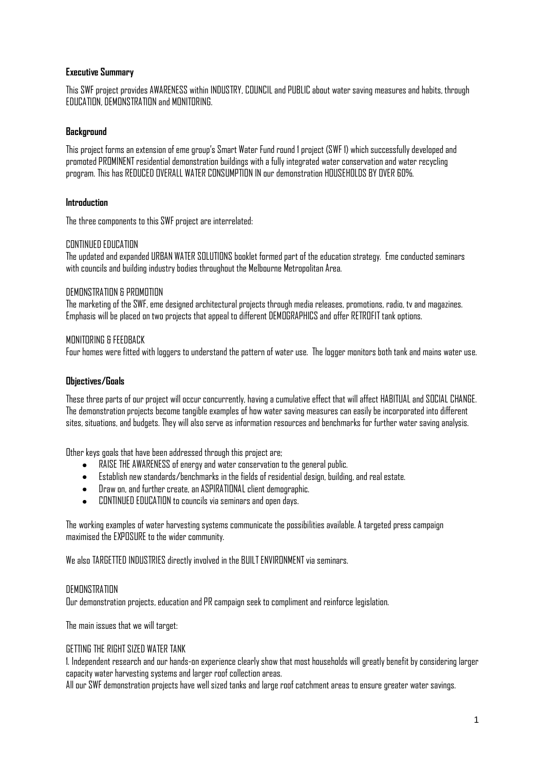**Executive Summary**

This SWF project provides AWARENESS within INDUSTRY, COUNCIL and PUBLIC about water saving measures and habits, through EDUCATION, DEMONSTRATION and MONITORING.

**Background**

This project forms an extension of eme group's Smart Water Fund round 1 project (SWF 1) which successfully developed and promoted PROMINENT residential demonstration buildings with a fully integrated water conservation and water recycling program. This has REDUCED OVERALL WATER CONSUMPTION IN our demonstration HOUSEHOLDS BY OVER 60%.

**Introduction**

The three components to this SWF project are interrelated:

CONTINUED EDUCATION
The updated and expanded URBAN WATER SOLUTIONS booklet formed part of the education strategy. Eme conducted seminars with councils and building industry bodies throughout the Melbourne Metropolitan Area.

DEMONSTRATION & PROMOTION
The marketing of the SWF, eme designed architectural projects through media releases, promotions, radio, tv and magazines. Emphasis will be placed on two projects that appeal to different DEMOGRAPHICS and offer RETROFIT tank options.

MONITORING & FEEDBACK
Four homes were fitted with loggers to understand the pattern of water use. The logger monitors both tank and mains water use.

**Objectives/Goals**

These three parts of our project will occur concurrently, having a cumulative effect that will affect HABITUAL and SOCIAL CHANGE. The demonstration projects become tangible examples of how water saving measures can easily be incorporated into different sites, situations, and budgets. They will also serve as information resources and benchmarks for further water saving analysis.

Other keys goals that have been addressed through this project are;

- RAISE THE AWARENESS of energy and water conservation to the general public.
- Establish new standards/benchmarks in the fields of residential design, building, and real estate.
- Draw on, and further create, an ASPIRATIONAL client demographic.
- CONTINUED EDUCATION to councils via seminars and open days.

The working examples of water harvesting systems communicate the possibilities available. A targeted press campaign maximised the EXPOSURE to the wider community.

We also TARGETTED INDUSTRIES directly involved in the BUILT ENVIRONMENT via seminars.

DEMONSTRATION
Our demonstration projects, education and PR campaign seek to compliment and reinforce legislation.

The main issues that we will target:

GETTING THE RIGHT SIZED WATER TANK
1. Independent research and our hands-on experience clearly show that most households will greatly benefit by considering larger capacity water harvesting systems and larger roof collection areas.
All our SWF demonstration projects have well sized tanks and large roof catchment areas to ensure greater water savings.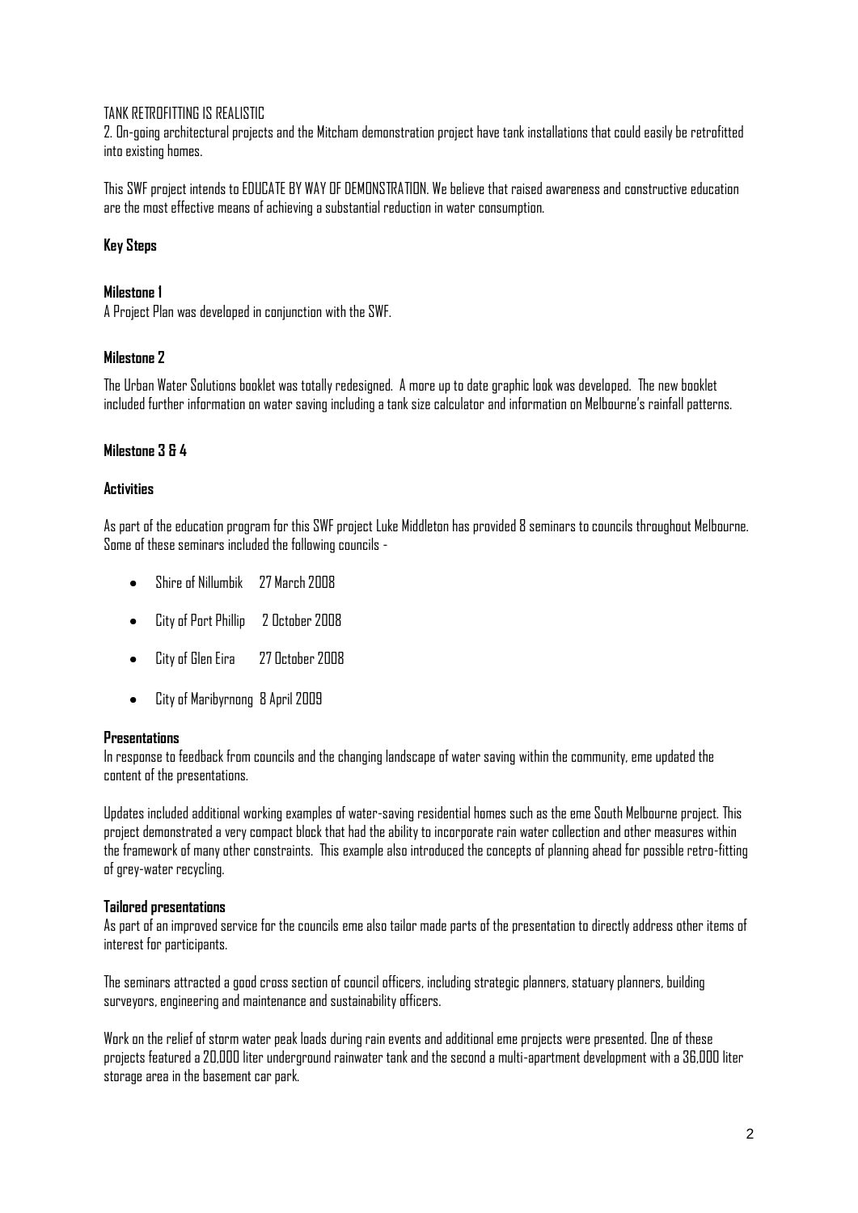TANK RETROFITTING IS REALISTIC

2. On-going architectural projects and the Mitcham demonstration project have tank installations that could easily be retrofitted into existing homes.

This SWF project intends to EDUCATE BY WAY OF DEMONSTRATION. We believe that raised awareness and constructive education are the most effective means of achieving a substantial reduction in water consumption.

**Key Steps**

**Milestone 1**

A Project Plan was developed in conjunction with the SWF.

**Milestone 2**

The Urban Water Solutions booklet was totally redesigned. A more up to date graphic look was developed. The new booklet included further information on water saving including a tank size calculator and information on Melbourne's rainfall patterns.

**Milestone 3 & 4**

**Activities**

As part of the education program for this SWF project Luke Middleton has provided 8 seminars to councils throughout Melbourne. Some of these seminars included the following councils -

- Shire of Nillumbik 27 March 2008
- City of Port Phillip 2 October 2008
- City of Glen Eira 27 October 2008
- City of Maribyrnong 8 April 2009

**Presentations**

In response to feedback from councils and the changing landscape of water saving within the community, eme updated the content of the presentations.

Updates included additional working examples of water-saving residential homes such as the eme South Melbourne project. This project demonstrated a very compact block that had the ability to incorporate rain water collection and other measures within the framework of many other constraints. This example also introduced the concepts of planning ahead for possible retro-fitting of grey-water recycling.

**Tailored presentations**

As part of an improved service for the councils eme also tailor made parts of the presentation to directly address other items of interest for participants.

The seminars attracted a good cross section of council officers, including strategic planners, statuary planners, building surveyors, engineering and maintenance and sustainability officers.

Work on the relief of storm water peak loads during rain events and additional eme projects were presented. One of these projects featured a 20,000 liter underground rainwater tank and the second a multi-apartment development with a 36,000 liter storage area in the basement car park.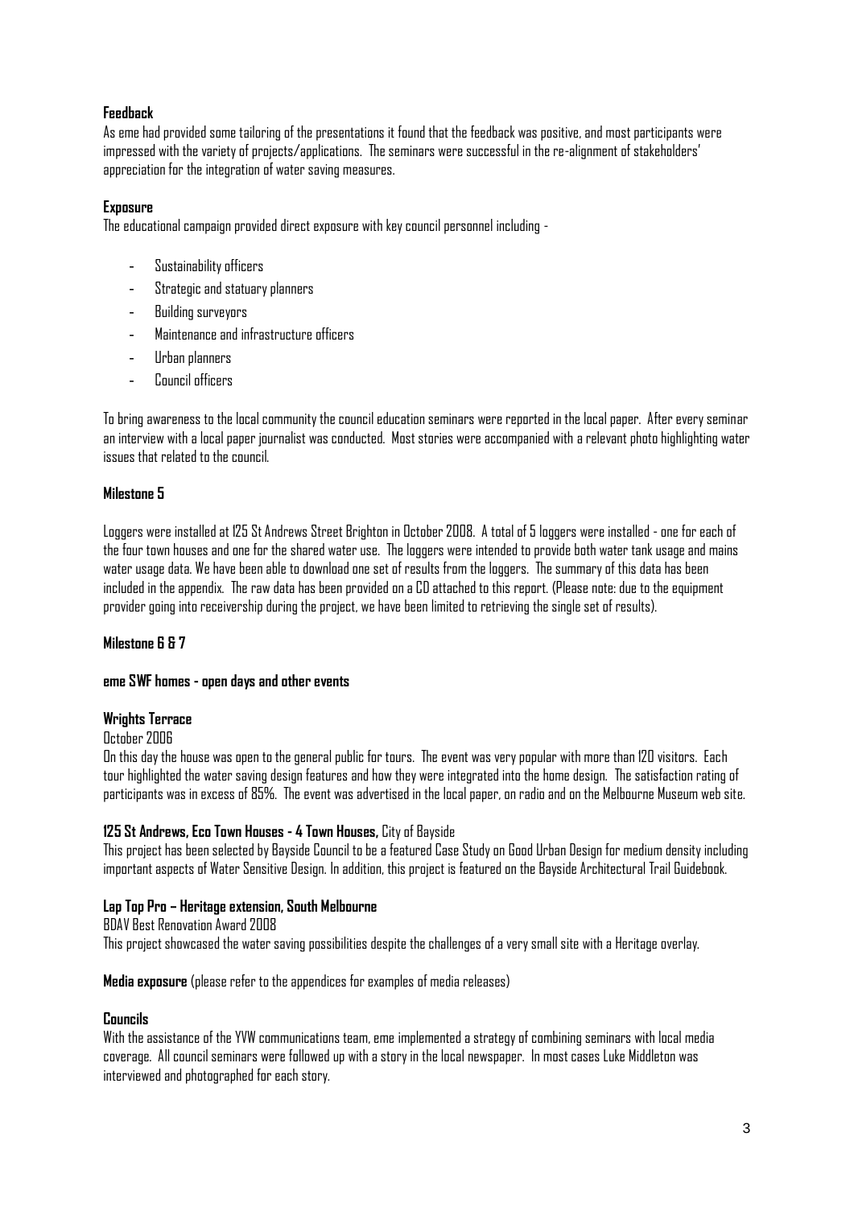**Feedback**

As eme had provided some tailoring of the presentations it found that the feedback was positive, and most participants were impressed with the variety of projects/applications. The seminars were successful in the re-alignment of stakeholders' appreciation for the integration of water saving measures.

**Exposure**

The educational campaign provided direct exposure with key council personnel including -

- Sustainability officers
- Strategic and statuary planners
- Building surveyors
- Maintenance and infrastructure officers
- Urban planners
- Council officers

To bring awareness to the local community the council education seminars were reported in the local paper. After every seminar an interview with a local paper journalist was conducted. Most stories were accompanied with a relevant photo highlighting water issues that related to the council.

**Milestone 5**

Loggers were installed at 125 St Andrews Street Brighton in October 2008. A total of 5 loggers were installed - one for each of the four town houses and one for the shared water use. The loggers were intended to provide both water tank usage and mains water usage data. We have been able to download one set of results from the loggers. The summary of this data has been included in the appendix. The raw data has been provided on a CD attached to this report. (Please note: due to the equipment provider going into receivership during the project, we have been limited to retrieving the single set of results).

**Milestone 6 & 7**

**eme SWF homes - open days and other events**

**Wrights Terrace**

October 2006

On this day the house was open to the general public for tours. The event was very popular with more than 120 visitors. Each tour highlighted the water saving design features and how they were integrated into the home design. The satisfaction rating of participants was in excess of 85%. The event was advertised in the local paper, on radio and on the Melbourne Museum web site.

**125 St Andrews, Eco Town Houses - 4 Town Houses,** City of Bayside

This project has been selected by Bayside Council to be a featured Case Study on Good Urban Design for medium density including important aspects of Water Sensitive Design. In addition, this project is featured on the Bayside Architectural Trail Guidebook.

**Lap Top Pro – Heritage extension, South Melbourne**

BDAV Best Renovation Award 2008

This project showcased the water saving possibilities despite the challenges of a very small site with a Heritage overlay.

**Media exposure** (please refer to the appendices for examples of media releases)

**Councils**

With the assistance of the YVW communications team, eme implemented a strategy of combining seminars with local media coverage. All council seminars were followed up with a story in the local newspaper. In most cases Luke Middleton was interviewed and photographed for each story.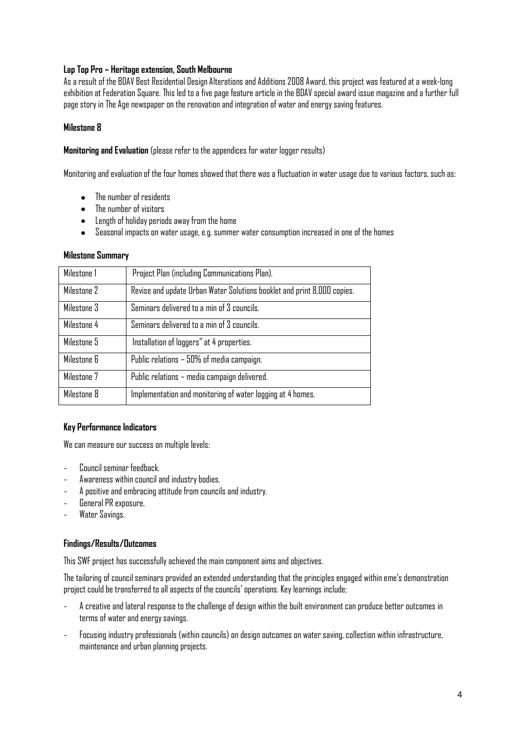**Lap Top Pro – Heritage extension, South Melbourne**

As a result of the BDAV Best Residential Design Alterations and Additions 2008 Award, this project was featured at a week-long exhibition at Federation Square. This led to a five page feature article in the BDAV special award issue magazine and a further full page story in The Age newspaper on the renovation and integration of water and energy saving features.

**Milestone 8**

**Monitoring and Evaluation** (please refer to the appendices for water logger results)

Monitoring and evaluation of the four homes showed that there was a fluctuation in water usage due to various factors, such as:

- The number of residents
- The number of visitors
- Length of holiday periods away from the home
- Seasonal impacts on water usage, e.g. summer water consumption increased in one of the homes

**Milestone Summary**

| Milestone 1 | Project Plan (including Communications Plan). |
|---|---|
| Milestone 2 | Revise and update Urban Water Solutions booklet and print 8,000 copies. |
| Milestone 3 | Seminars delivered to a min of 3 councils. |
| Milestone 4 | Seminars delivered to a min of 3 councils. |
| Milestone 5 | Installation of loggers" at 4 properties. |
| Milestone 6 | Public relations – 50% of media campaign. |
| Milestone 7 | Public relations – media campaign delivered. |
| Milestone 8 | Implementation and monitoring of water logging at 4 homes. |

**Key Performance Indicators**

We can measure our success on multiple levels:

- Council seminar feedback.
- Awareness within council and industry bodies.
- A positive and embracing attitude from councils and industry.
- General PR exposure.
- Water Savings.

**Findings/Results/Outcomes**

This SWF project has successfully achieved the main component aims and objectives.

The tailoring of council seminars provided an extended understanding that the principles engaged within eme's demonstration project could be transferred to all aspects of the councils' operations. Key learnings include;

- A creative and lateral response to the challenge of design within the built environment can produce better outcomes in terms of water and energy savings.
- Focusing industry professionals (within councils) on design outcomes on water saving, collection within infrastructure, maintenance and urban planning projects.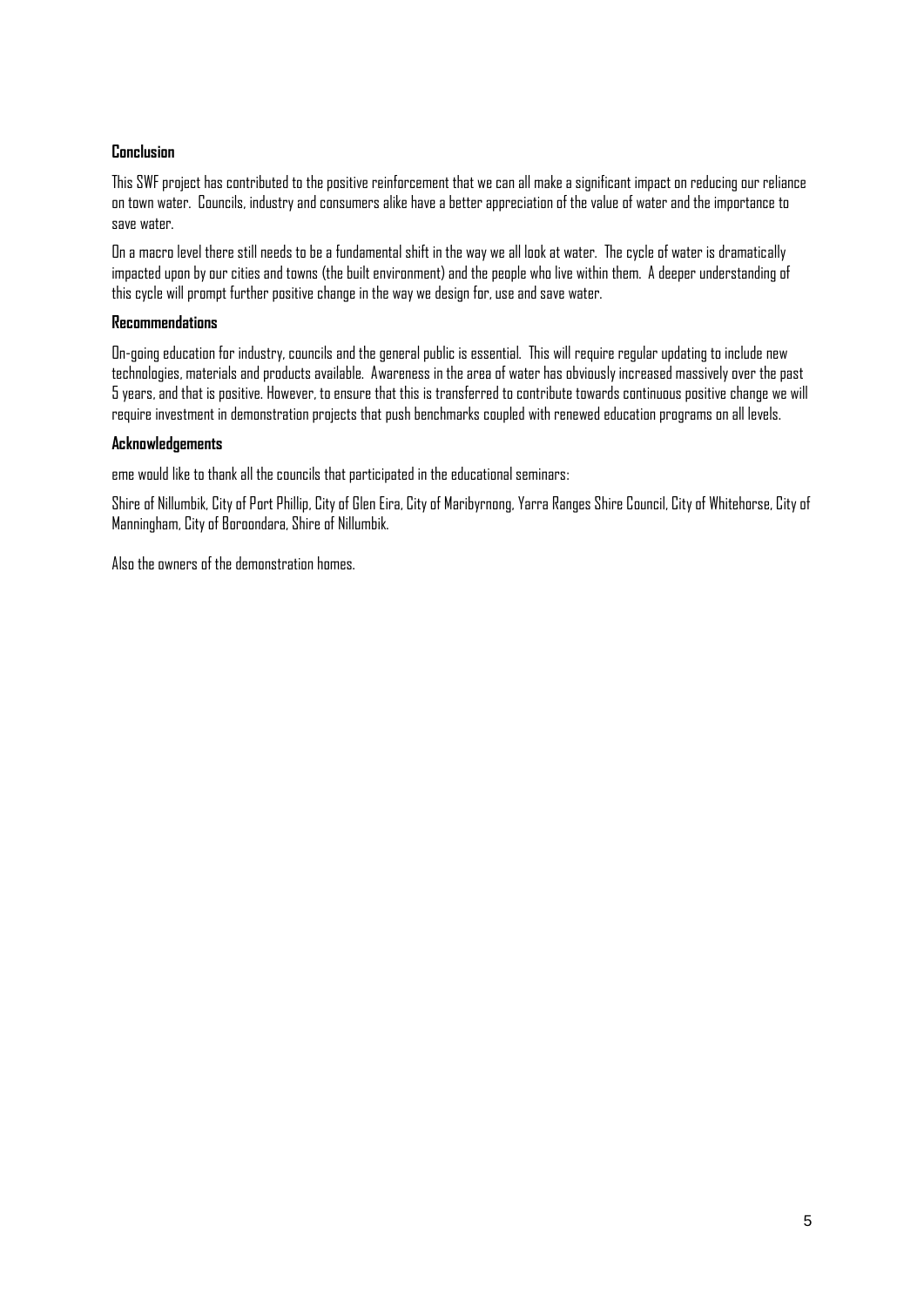**Conclusion**

This SWF project has contributed to the positive reinforcement that we can all make a significant impact on reducing our reliance on town water. Councils, industry and consumers alike have a better appreciation of the value of water and the importance to save water.

On a macro level there still needs to be a fundamental shift in the way we all look at water. The cycle of water is dramatically impacted upon by our cities and towns (the built environment) and the people who live within them. A deeper understanding of this cycle will prompt further positive change in the way we design for, use and save water.

**Recommendations**

On-going education for industry, councils and the general public is essential. This will require regular updating to include new technologies, materials and products available. Awareness in the area of water has obviously increased massively over the past 5 years, and that is positive. However, to ensure that this is transferred to contribute towards continuous positive change we will require investment in demonstration projects that push benchmarks coupled with renewed education programs on all levels.

**Acknowledgements**

eme would like to thank all the councils that participated in the educational seminars:

Shire of Nillumbik, City of Port Phillip, City of Glen Eira, City of Maribyrnong, Yarra Ranges Shire Council, City of Whitehorse, City of Manningham, City of Boroondara, Shire of Nillumbik.

Also the owners of the demonstration homes.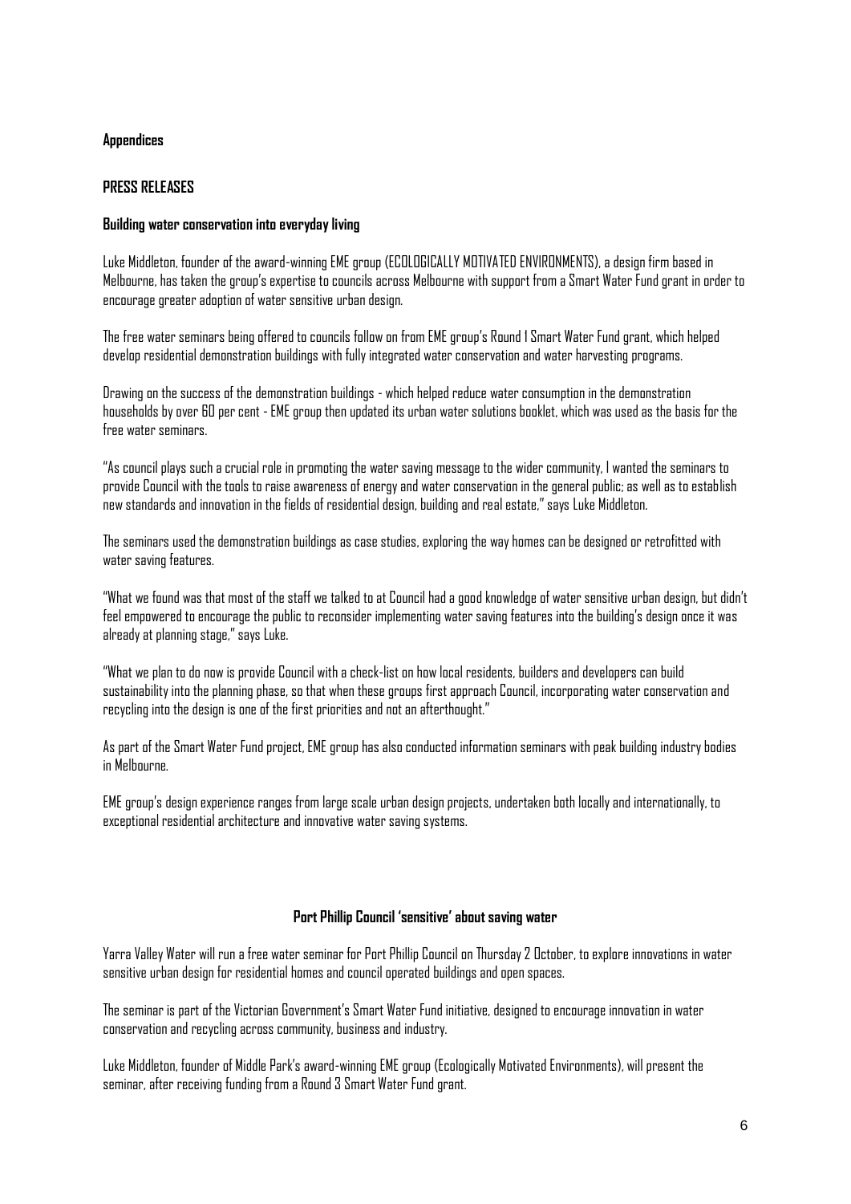**Appendices**

**PRESS RELEASES**

**Building water conservation into everyday living**

Luke Middleton, founder of the award-winning EME group (ECOLOGICALLY MOTIVATED ENVIRONMENTS), a design firm based in Melbourne, has taken the group's expertise to councils across Melbourne with support from a Smart Water Fund grant in order to encourage greater adoption of water sensitive urban design.

The free water seminars being offered to councils follow on from EME group's Round 1 Smart Water Fund grant, which helped develop residential demonstration buildings with fully integrated water conservation and water harvesting programs.

Drawing on the success of the demonstration buildings - which helped reduce water consumption in the demonstration households by over 60 per cent - EME group then updated its urban water solutions booklet, which was used as the basis for the free water seminars.

"As council plays such a crucial role in promoting the water saving message to the wider community, I wanted the seminars to provide Council with the tools to raise awareness of energy and water conservation in the general public; as well as to establish new standards and innovation in the fields of residential design, building and real estate," says Luke Middleton.

The seminars used the demonstration buildings as case studies, exploring the way homes can be designed or retrofitted with water saving features.

"What we found was that most of the staff we talked to at Council had a good knowledge of water sensitive urban design, but didn't feel empowered to encourage the public to reconsider implementing water saving features into the building's design once it was already at planning stage," says Luke.

"What we plan to do now is provide Council with a check-list on how local residents, builders and developers can build sustainability into the planning phase, so that when these groups first approach Council, incorporating water conservation and recycling into the design is one of the first priorities and not an afterthought."

As part of the Smart Water Fund project, EME group has also conducted information seminars with peak building industry bodies in Melbourne.

EME group's design experience ranges from large scale urban design projects, undertaken both locally and internationally, to exceptional residential architecture and innovative water saving systems.

**Port Phillip Council 'sensitive' about saving water**

Yarra Valley Water will run a free water seminar for Port Phillip Council on Thursday 2 October, to explore innovations in water sensitive urban design for residential homes and council operated buildings and open spaces.

The seminar is part of the Victorian Government's Smart Water Fund initiative, designed to encourage innovation in water conservation and recycling across community, business and industry.

Luke Middleton, founder of Middle Park's award-winning EME group (Ecologically Motivated Environments), will present the seminar, after receiving funding from a Round 3 Smart Water Fund grant.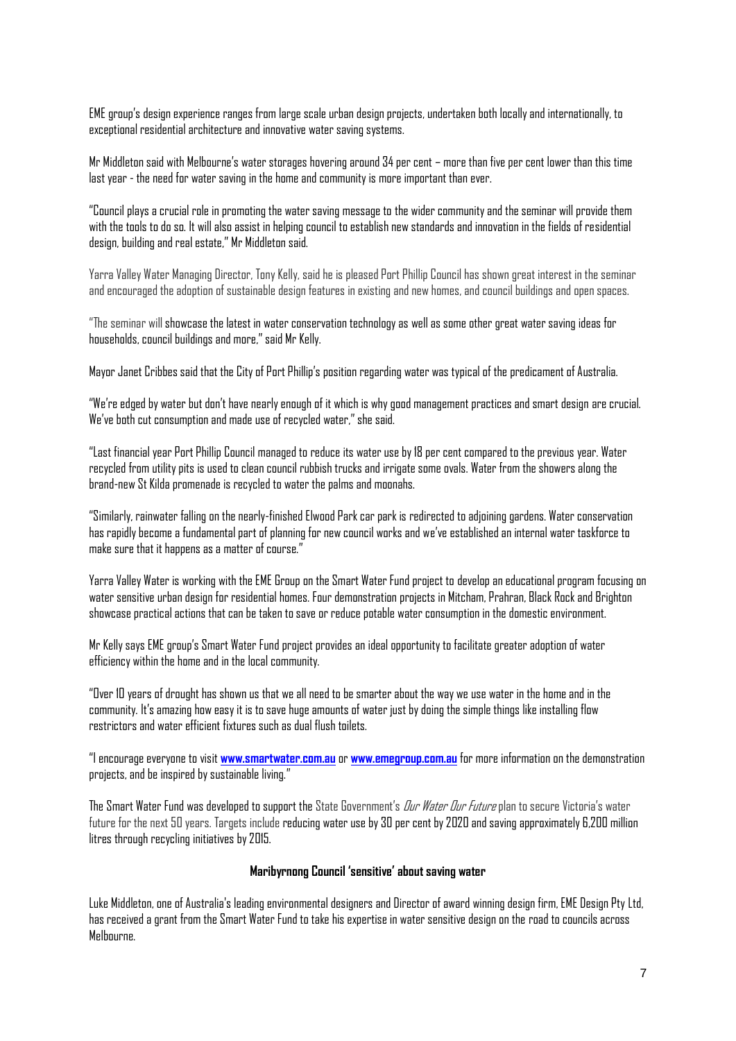EME group's design experience ranges from large scale urban design projects, undertaken both locally and internationally, to exceptional residential architecture and innovative water saving systems.

Mr Middleton said with Melbourne's water storages hovering around 34 per cent – more than five per cent lower than this time last year - the need for water saving in the home and community is more important than ever.

"Council plays a crucial role in promoting the water saving message to the wider community and the seminar will provide them with the tools to do so. It will also assist in helping council to establish new standards and innovation in the fields of residential design, building and real estate," Mr Middleton said.

Yarra Valley Water Managing Director, Tony Kelly, said he is pleased Port Phillip Council has shown great interest in the seminar and encouraged the adoption of sustainable design features in existing and new homes, and council buildings and open spaces.

"The seminar will showcase the latest in water conservation technology as well as some other great water saving ideas for households, council buildings and more," said Mr Kelly.

Mayor Janet Cribbes said that the City of Port Phillip's position regarding water was typical of the predicament of Australia.

"We're edged by water but don't have nearly enough of it which is why good management practices and smart design are crucial. We've both cut consumption and made use of recycled water," she said.

"Last financial year Port Phillip Council managed to reduce its water use by 18 per cent compared to the previous year. Water recycled from utility pits is used to clean council rubbish trucks and irrigate some ovals. Water from the showers along the brand-new St Kilda promenade is recycled to water the palms and moonahs.

"Similarly, rainwater falling on the nearly-finished Elwood Park car park is redirected to adjoining gardens. Water conservation has rapidly become a fundamental part of planning for new council works and we've established an internal water taskforce to make sure that it happens as a matter of course."

Yarra Valley Water is working with the EME Group on the Smart Water Fund project to develop an educational program focusing on water sensitive urban design for residential homes. Four demonstration projects in Mitcham, Prahran, Black Rock and Brighton showcase practical actions that can be taken to save or reduce potable water consumption in the domestic environment.

Mr Kelly says EME group's Smart Water Fund project provides an ideal opportunity to facilitate greater adoption of water efficiency within the home and in the local community.

"Over 10 years of drought has shown us that we all need to be smarter about the way we use water in the home and in the community. It's amazing how easy it is to save huge amounts of water just by doing the simple things like installing flow restrictors and water efficient fixtures such as dual flush toilets.

"I encourage everyone to visit **www.smartwater.com.au** or **www.emegroup.com.au** for more information on the demonstration projects, and be inspired by sustainable living."

The Smart Water Fund was developed to support the State Government's *Our Water Our Future* plan to secure Victoria's water future for the next 50 years. Targets include reducing water use by 30 per cent by 2020 and saving approximately 6,200 million litres through recycling initiatives by 2015.

**Maribyrnong Council 'sensitive' about saving water**

Luke Middleton, one of Australia's leading environmental designers and Director of award winning design firm, EME Design Pty Ltd, has received a grant from the Smart Water Fund to take his expertise in water sensitive design on the road to councils across Melbourne.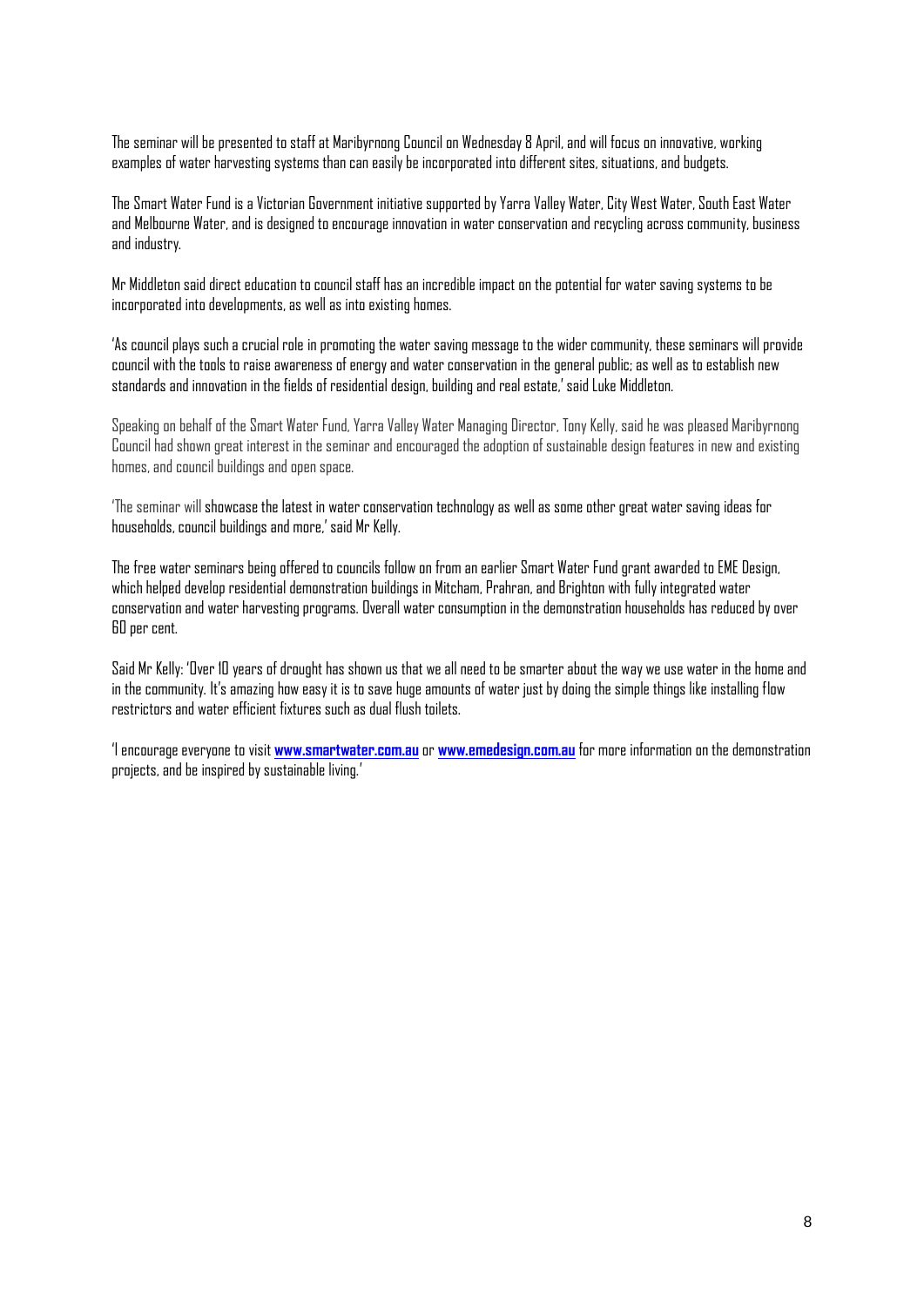The seminar will be presented to staff at Maribyrnong Council on Wednesday 8 April, and will focus on innovative, working examples of water harvesting systems than can easily be incorporated into different sites, situations, and budgets.

The Smart Water Fund is a Victorian Government initiative supported by Yarra Valley Water, City West Water, South East Water and Melbourne Water, and is designed to encourage innovation in water conservation and recycling across community, business and industry.

Mr Middleton said direct education to council staff has an incredible impact on the potential for water saving systems to be incorporated into developments, as well as into existing homes.

'As council plays such a crucial role in promoting the water saving message to the wider community, these seminars will provide council with the tools to raise awareness of energy and water conservation in the general public; as well as to establish new standards and innovation in the fields of residential design, building and real estate,' said Luke Middleton.

Speaking on behalf of the Smart Water Fund, Yarra Valley Water Managing Director, Tony Kelly, said he was pleased Maribyrnong Council had shown great interest in the seminar and encouraged the adoption of sustainable design features in new and existing homes, and council buildings and open space.

'The seminar will showcase the latest in water conservation technology as well as some other great water saving ideas for households, council buildings and more,' said Mr Kelly.

The free water seminars being offered to councils follow on from an earlier Smart Water Fund grant awarded to EME Design, which helped develop residential demonstration buildings in Mitcham, Prahran, and Brighton with fully integrated water conservation and water harvesting programs. Overall water consumption in the demonstration households has reduced by over 60 per cent.

Said Mr Kelly: 'Over 10 years of drought has shown us that we all need to be smarter about the way we use water in the home and in the community. It's amazing how easy it is to save huge amounts of water just by doing the simple things like installing flow restrictors and water efficient fixtures such as dual flush toilets.

'I encourage everyone to visit **www.smartwater.com.au** or **www.emedesign.com.au** for more information on the demonstration projects, and be inspired by sustainable living.'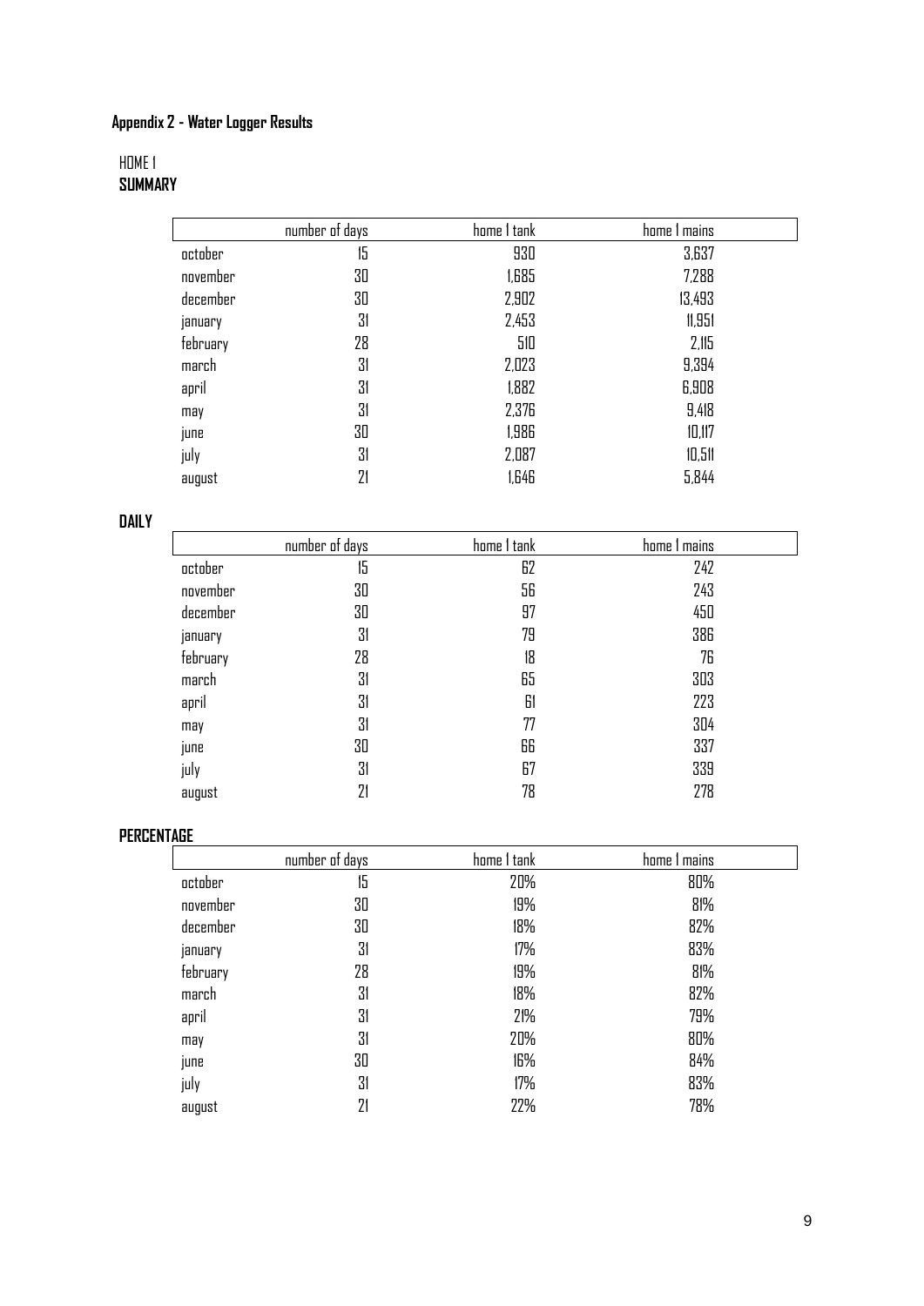## Appendix 2 - Water Logger Results

HOME 1

**SUMMARY**

| | number of days | home 1 tank | home 1 mains |
|---|---|---|---|
| october | 15 | 930 | 3,637 |
| november | 30 | 1,685 | 7,288 |
| december | 30 | 2,902 | 13,493 |
| january | 31 | 2,453 | 11,951 |
| february | 28 | 510 | 2,115 |
| march | 31 | 2,023 | 9,394 |
| april | 31 | 1,882 | 6,908 |
| may | 31 | 2,376 | 9,418 |
| june | 30 | 1,986 | 10,117 |
| july | 31 | 2,087 | 10,511 |
| august | 21 | 1,646 | 5,844 |

**DAILY**

| | number of days | home 1 tank | home 1 mains |
|---|---|---|---|
| october | 15 | 62 | 242 |
| november | 30 | 56 | 243 |
| december | 30 | 97 | 450 |
| january | 31 | 79 | 386 |
| february | 28 | 18 | 76 |
| march | 31 | 65 | 303 |
| april | 31 | 61 | 223 |
| may | 31 | 77 | 304 |
| june | 30 | 66 | 337 |
| july | 31 | 67 | 339 |
| august | 21 | 78 | 278 |

**PERCENTAGE**

| | number of days | home 1 tank | home 1 mains |
|---|---|---|---|
| october | 15 | 20% | 80% |
| november | 30 | 19% | 81% |
| december | 30 | 18% | 82% |
| january | 31 | 17% | 83% |
| february | 28 | 19% | 81% |
| march | 31 | 18% | 82% |
| april | 31 | 21% | 79% |
| may | 31 | 20% | 80% |
| june | 30 | 16% | 84% |
| july | 31 | 17% | 83% |
| august | 21 | 22% | 78% |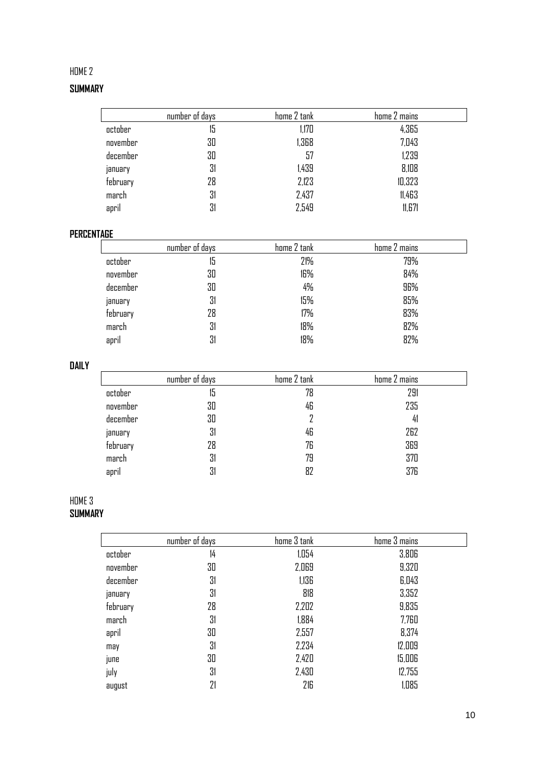HOME 2

**SUMMARY**

| | number of days | home 2 tank | home 2 mains |
|---|---|---|---|
| october | 15 | 1,170 | 4,365 |
| november | 30 | 1,368 | 7,043 |
| december | 30 | 57 | 1,239 |
| january | 31 | 1,439 | 8,108 |
| february | 28 | 2,123 | 10,323 |
| march | 31 | 2,437 | 11,463 |
| april | 31 | 2,549 | 11,671 |

**PERCENTAGE**

| | number of days | home 2 tank | home 2 mains |
|---|---|---|---|
| october | 15 | 21% | 79% |
| november | 30 | 16% | 84% |
| december | 30 | 4% | 96% |
| january | 31 | 15% | 85% |
| february | 28 | 17% | 83% |
| march | 31 | 18% | 82% |
| april | 31 | 18% | 82% |

**DAILY**

| | number of days | home 2 tank | home 2 mains |
|---|---|---|---|
| october | 15 | 78 | 291 |
| november | 30 | 46 | 235 |
| december | 30 | 2 | 41 |
| january | 31 | 46 | 262 |
| february | 28 | 76 | 369 |
| march | 31 | 79 | 370 |
| april | 31 | 82 | 376 |

HOME 3

**SUMMARY**

| | number of days | home 3 tank | home 3 mains |
|---|---|---|---|
| october | 14 | 1,054 | 3,806 |
| november | 30 | 2,069 | 9,320 |
| december | 31 | 1,136 | 6,043 |
| january | 31 | 818 | 3,352 |
| february | 28 | 2,202 | 9,835 |
| march | 31 | 1,884 | 7,760 |
| april | 30 | 2,557 | 8,374 |
| may | 31 | 2,234 | 12,009 |
| june | 30 | 2,420 | 15,006 |
| july | 31 | 2,430 | 12,755 |
| august | 21 | 216 | 1,085 |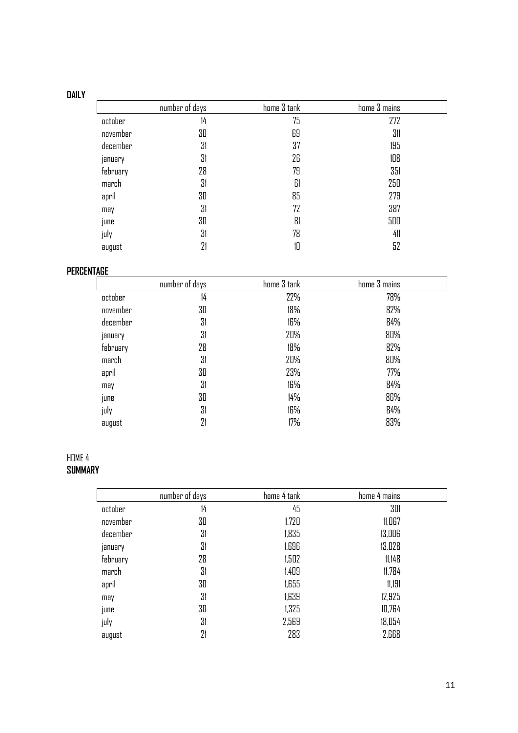**DAILY**

| | number of days | home 3 tank | home 3 mains |
|---|---|---|---|
| october | 14 | 75 | 272 |
| november | 30 | 69 | 311 |
| december | 31 | 37 | 195 |
| january | 31 | 26 | 108 |
| february | 28 | 79 | 351 |
| march | 31 | 61 | 250 |
| april | 30 | 85 | 279 |
| may | 31 | 72 | 387 |
| june | 30 | 81 | 500 |
| july | 31 | 78 | 411 |
| august | 21 | 10 | 52 |

**PERCENTAGE**

| | number of days | home 3 tank | home 3 mains |
|---|---|---|---|
| october | 14 | 22% | 78% |
| november | 30 | 18% | 82% |
| december | 31 | 16% | 84% |
| january | 31 | 20% | 80% |
| february | 28 | 18% | 82% |
| march | 31 | 20% | 80% |
| april | 30 | 23% | 77% |
| may | 31 | 16% | 84% |
| june | 30 | 14% | 86% |
| july | 31 | 16% | 84% |
| august | 21 | 17% | 83% |

HOME 4

**SUMMARY**

| | number of days | home 4 tank | home 4 mains |
|---|---|---|---|
| october | 14 | 45 | 301 |
| november | 30 | 1,720 | 11,067 |
| december | 31 | 1,835 | 13,006 |
| january | 31 | 1,696 | 13,028 |
| february | 28 | 1,502 | 11,148 |
| march | 31 | 1,409 | 11,784 |
| april | 30 | 1,655 | 11,191 |
| may | 31 | 1,639 | 12,925 |
| june | 30 | 1,325 | 10,764 |
| july | 31 | 2,569 | 18,054 |
| august | 21 | 283 | 2,668 |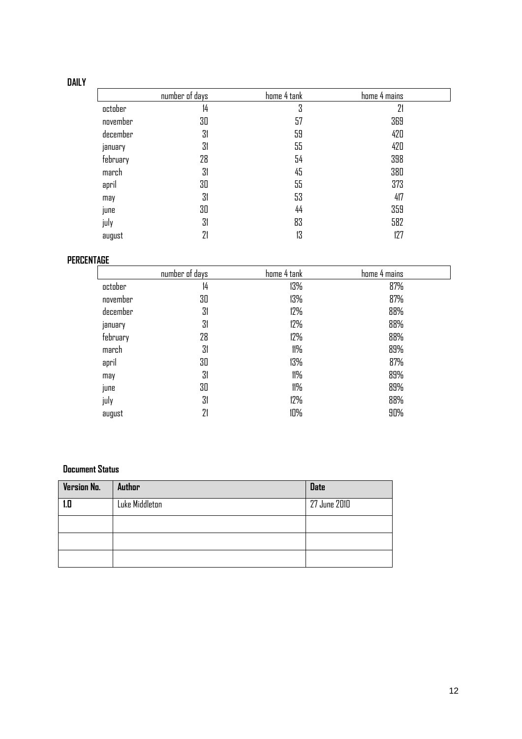**DAILY**

| | number of days | home 4 tank | home 4 mains |
|---|---|---|---|
| october | 14 | 3 | 21 |
| november | 30 | 57 | 369 |
| december | 31 | 59 | 420 |
| january | 31 | 55 | 420 |
| february | 28 | 54 | 398 |
| march | 31 | 45 | 380 |
| april | 30 | 55 | 373 |
| may | 31 | 53 | 417 |
| june | 30 | 44 | 359 |
| july | 31 | 83 | 582 |
| august | 21 | 13 | 127 |

**PERCENTAGE**

| | number of days | home 4 tank | home 4 mains |
|---|---|---|---|
| october | 14 | 13% | 87% |
| november | 30 | 13% | 87% |
| december | 31 | 12% | 88% |
| january | 31 | 12% | 88% |
| february | 28 | 12% | 88% |
| march | 31 | 11% | 89% |
| april | 30 | 13% | 87% |
| may | 31 | 11% | 89% |
| june | 30 | 11% | 89% |
| july | 31 | 12% | 88% |
| august | 21 | 10% | 90% |

**Document Status**

| Version No. | Author | Date |
|---|---|---|
| 1.0 | Luke Middleton | 27 June 2010 |
| | | |
| | | |
| | | |